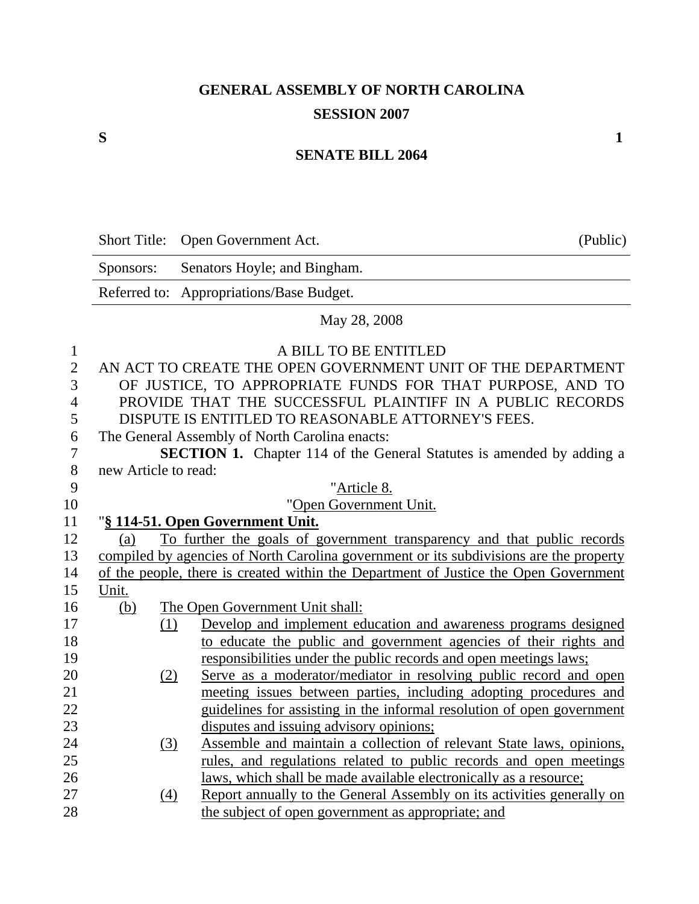**GENERAL ASSEMBLY OF NORTH CAROLINA**

**SESSION 2007**

**S** **1**

**SENATE BILL 2064**

| Short Title: | Open Government Act. | (Public) |
|---|---|---|
| Sponsors: | Senators Hoyle; and Bingham. | |
| Referred to: | Appropriations/Base Budget. | |

May 28, 2008

A BILL TO BE ENTITLED

AN ACT TO CREATE THE OPEN GOVERNMENT UNIT OF THE DEPARTMENT OF JUSTICE, TO APPROPRIATE FUNDS FOR THAT PURPOSE, AND TO PROVIDE THAT THE SUCCESSFUL PLAINTIFF IN A PUBLIC RECORDS DISPUTE IS ENTITLED TO REASONABLE ATTORNEY'S FEES.

The General Assembly of North Carolina enacts:

**SECTION 1.** Chapter 114 of the General Statutes is amended by adding a new Article to read:

"Article 8.

"Open Government Unit.

"**§ 114-51. Open Government Unit.**

(a) To further the goals of government transparency and that public records compiled by agencies of North Carolina government or its subdivisions are the property of the people, there is created within the Department of Justice the Open Government Unit.

(b) The Open Government Unit shall:

(1) Develop and implement education and awareness programs designed to educate the public and government agencies of their rights and responsibilities under the public records and open meetings laws;

(2) Serve as a moderator/mediator in resolving public record and open meeting issues between parties, including adopting procedures and guidelines for assisting in the informal resolution of open government disputes and issuing advisory opinions;

(3) Assemble and maintain a collection of relevant State laws, opinions, rules, and regulations related to public records and open meetings laws, which shall be made available electronically as a resource;

(4) Report annually to the General Assembly on its activities generally on the subject of open government as appropriate; and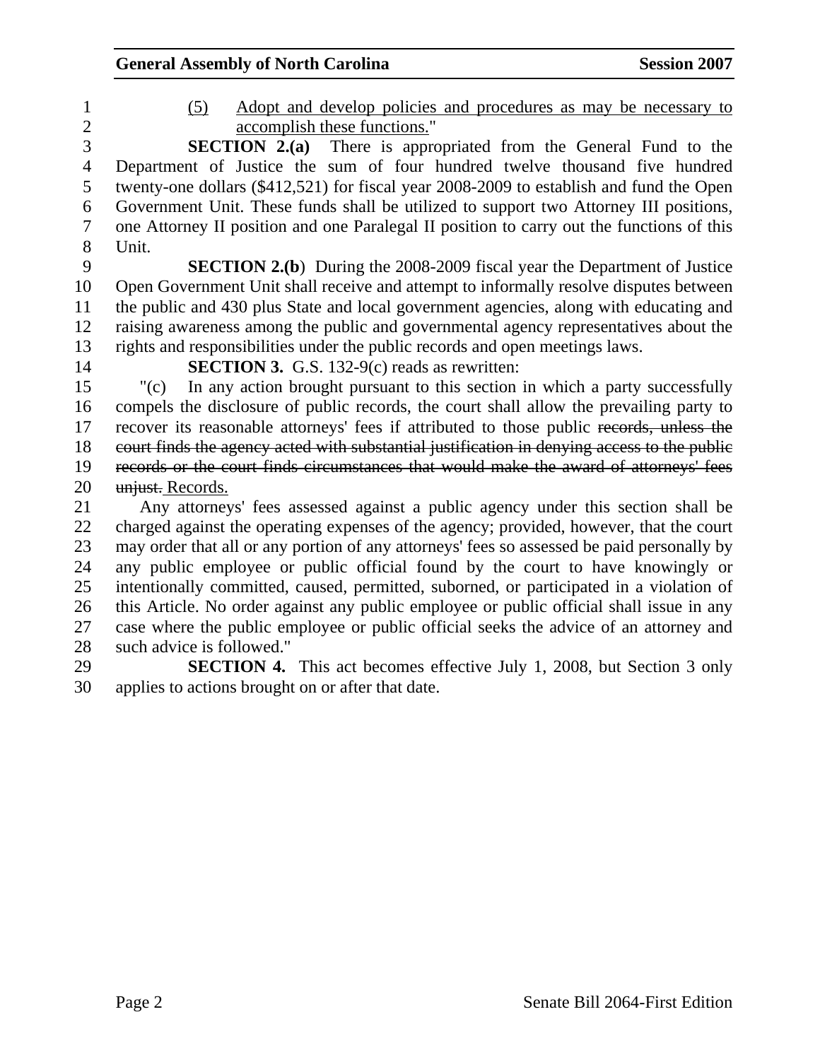(5) Adopt and develop policies and procedures as may be necessary to accomplish these functions."

**SECTION 2.(a)** There is appropriated from the General Fund to the Department of Justice the sum of four hundred twelve thousand five hundred twenty-one dollars ($412,521) for fiscal year 2008-2009 to establish and fund the Open Government Unit. These funds shall be utilized to support two Attorney III positions, one Attorney II position and one Paralegal II position to carry out the functions of this Unit.

**SECTION 2.(b**) During the 2008-2009 fiscal year the Department of Justice Open Government Unit shall receive and attempt to informally resolve disputes between the public and 430 plus State and local government agencies, along with educating and raising awareness among the public and governmental agency representatives about the rights and responsibilities under the public records and open meetings laws.

**SECTION 3.** G.S. 132-9(c) reads as rewritten:

"(c) In any action brought pursuant to this section in which a party successfully compels the disclosure of public records, the court shall allow the prevailing party to recover its reasonable attorneys' fees if attributed to those public ~~records, unless the court finds the agency acted with substantial justification in denying access to the public records or the court finds circumstances that would make the award of attorneys' fees unjust.~~ Records.

Any attorneys' fees assessed against a public agency under this section shall be charged against the operating expenses of the agency; provided, however, that the court may order that all or any portion of any attorneys' fees so assessed be paid personally by any public employee or public official found by the court to have knowingly or intentionally committed, caused, permitted, suborned, or participated in a violation of this Article. No order against any public employee or public official shall issue in any case where the public employee or public official seeks the advice of an attorney and such advice is followed."

**SECTION 4.** This act becomes effective July 1, 2008, but Section 3 only applies to actions brought on or after that date.